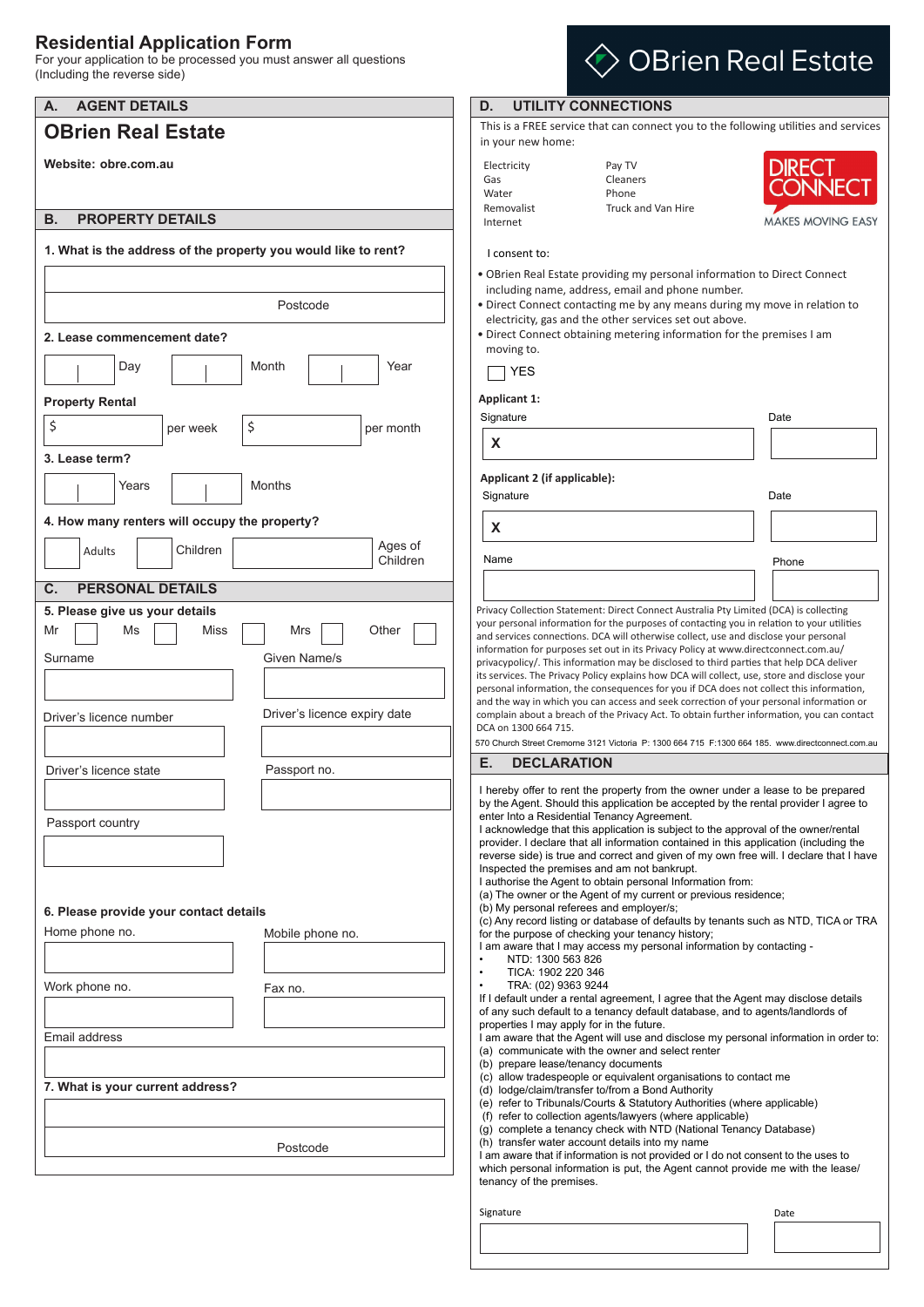# Residential Application Form

For your application to be processed you must answer all questions (Including the reverse side)

OBrien Real Estate

## A. AGENT DETAILS

**OBrien Real Estate**

**Website: obre.com.au**

## B. PROPERTY DETAILS

**1. What is the address of the property you would like to rent?**

Postcode

**2. Lease commencement date?**

Day Month Year

**Property Rental**

$ per week $ per month

**3. Lease term?**

Years Months

**4. How many renters will occupy the property?**

Adults Children Ages of Children

## C. PERSONAL DETAILS

**5. Please give us your details**

Mr Ms Miss Mrs Other

Surname

Given Name/s

Driver's licence number

Driver's licence expiry date

Driver's licence state

Passport no.

Passport country

**6. Please provide your contact details**

Home phone no.

Mobile phone no.

Work phone no.

Fax no.

Email address

**7. What is your current address?**

Postcode

## D. UTILITY CONNECTIONS

This is a FREE service that can connect you to the following utilities and services in your new home:

| | |
|---|---|
| Electricity | Pay TV |
| Gas | Cleaners |
| Water | Phone |
| Removalist | Truck and Van Hire |
| Internet | |

DIRECT CONNECT — MAKES MOVING EASY

I consent to:

- OBrien Real Estate providing my personal information to Direct Connect including name, address, email and phone number.
- Direct Connect contacting me by any means during my move in relation to electricity, gas and the other services set out above.
- Direct Connect obtaining metering information for the premises I am moving to.

YES

**Applicant 1:**

Signature X Date

**Applicant 2 (if applicable):**

Signature X Date

Name Phone

Privacy Collection Statement: Direct Connect Australia Pty Limited (DCA) is collecting your personal information for the purposes of contacting you in relation to your utilities and services connections. DCA will otherwise collect, use and disclose your personal information for purposes set out in its Privacy Policy at www.directconnect.com.au/privacypolicy/. This information may be disclosed to third parties that help DCA deliver its services. The Privacy Policy explains how DCA will collect, use, store and disclose your personal information, the consequences for you if DCA does not collect this information, and the way in which you can access and seek correction of your personal information or complain about a breach of the Privacy Act. To obtain further information, you can contact DCA on 1300 664 715.

570 Church Street Cremorne 3121 Victoria P: 1300 664 715 F:1300 664 185. www.directconnect.com.au

## E. DECLARATION

I hereby offer to rent the property from the owner under a lease to be prepared by the Agent. Should this application be accepted by the rental provider I agree to enter Into a Residential Tenancy Agreement.

I acknowledge that this application is subject to the approval of the owner/rental provider. I declare that all information contained in this application (including the reverse side) is true and correct and given of my own free will. I declare that I have Inspected the premises and am not bankrupt.

I authorise the Agent to obtain personal Information from:

(a) The owner or the Agent of my current or previous residence;
(b) My personal referees and employer/s;
(c) Any record listing or database of defaults by tenants such as NTD, TICA or TRA for the purpose of checking your tenancy history;

I am aware that I may access my personal information by contacting -

- NTD: 1300 563 826
- TICA: 1902 220 346
- TRA: (02) 9363 9244

If I default under a rental agreement, I agree that the Agent may disclose details of any such default to a tenancy default database, and to agents/landlords of properties I may apply for in the future.

I am aware that the Agent will use and disclose my personal information in order to:

(a) communicate with the owner and select renter
(b) prepare lease/tenancy documents
(c) allow tradespeople or equivalent organisations to contact me
(d) lodge/claim/transfer to/from a Bond Authority
(e) refer to Tribunals/Courts & Statutory Authorities (where applicable)
(f) refer to collection agents/lawyers (where applicable)
(g) complete a tenancy check with NTD (National Tenancy Database)
(h) transfer water account details into my name

I am aware that if information is not provided or I do not consent to the uses to which personal information is put, the Agent cannot provide me with the lease/tenancy of the premises.

Signature Date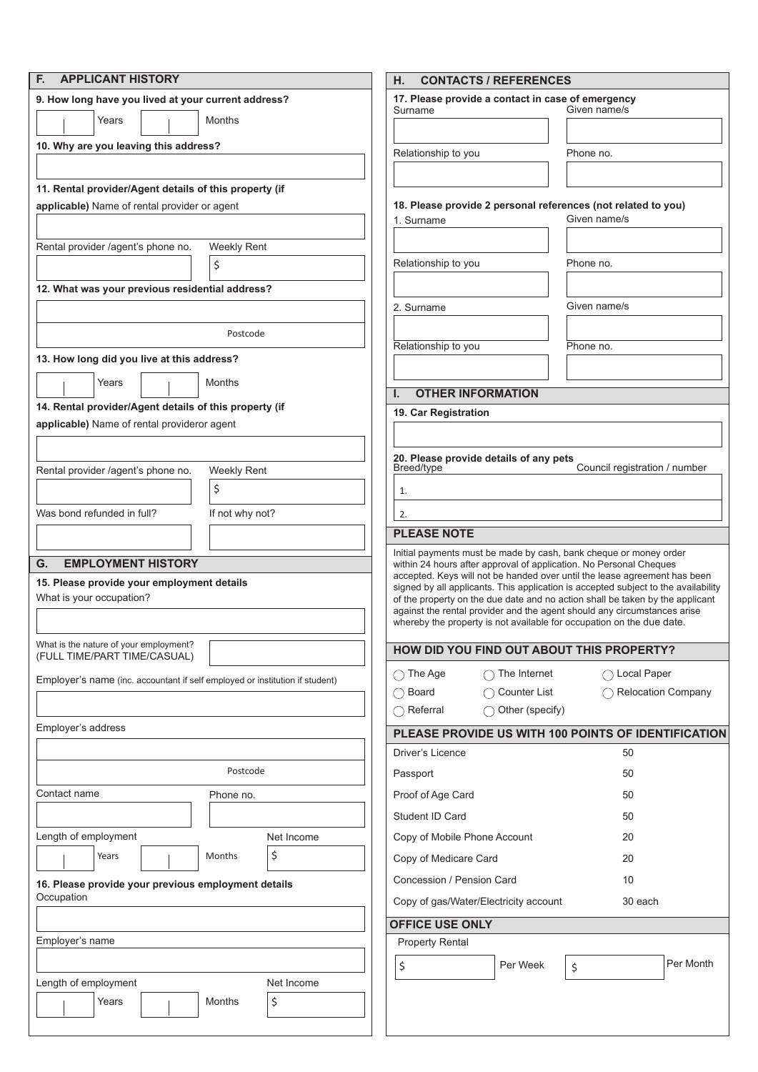## F. APPLICANT HISTORY

**9. How long have you lived at your current address?**

Years Months

**10. Why are you leaving this address?**

**11. Rental provider/Agent details of this property (if applicable)** Name of rental provider or agent

Rental provider /agent's phone no. Weekly Rent $

**12. What was your previous residential address?**

Postcode

**13. How long did you live at this address?**

Years Months

**14. Rental provider/Agent details of this property (if applicable)** Name of rental provideror agent

Rental provider /agent's phone no. Weekly Rent $

Was bond refunded in full? If not why not?

## G. EMPLOYMENT HISTORY

**15. Please provide your employment details**

What is your occupation?

What is the nature of your employment? (FULL TIME/PART TIME/CASUAL)

Employer's name (inc. accountant if self employed or institution if student)

Employer's address

Postcode

Contact name Phone no.

Length of employment Years Months Net Income $

**16. Please provide your previous employment details**

Occupation

Employer's name

Length of employment Years Months Net Income $

## H. CONTACTS / REFERENCES

**17. Please provide a contact in case of emergency**

Surname Given name/s

Relationship to you Phone no.

**18. Please provide 2 personal references (not related to you)**

1. Surname Given name/s

Relationship to you Phone no.

2. Surname Given name/s

Relationship to you Phone no.

## I. OTHER INFORMATION

**19. Car Registration**

**20. Please provide details of any pets**

Breed/type Council registration / number

1.

2.

## PLEASE NOTE

Initial payments must be made by cash, bank cheque or money order within 24 hours after approval of application. No Personal Cheques accepted. Keys will not be handed over until the lease agreement has been signed by all applicants. This application is accepted subject to the availability of the property on the due date and no action shall be taken by the applicant against the rental provider and the agent should any circumstances arise whereby the property is not available for occupation on the due date.

## HOW DID YOU FIND OUT ABOUT THIS PROPERTY?

- ◯ The Age
- ◯ The Internet
- ◯ Local Paper
- ◯ Board
- ◯ Counter List
- ◯ Relocation Company
- ◯ Referral
- ◯ Other (specify)

## PLEASE PROVIDE US WITH 100 POINTS OF IDENTIFICATION

| Identification | Points |
|---|---|
| Driver's Licence | 50 |
| Passport | 50 |
| Proof of Age Card | 50 |
| Student ID Card | 50 |
| Copy of Mobile Phone Account | 20 |
| Copy of Medicare Card | 20 |
| Concession / Pension Card | 10 |
| Copy of gas/Water/Electricity account | 30 each |

## OFFICE USE ONLY

Property Rental

$ Per Week $ Per Month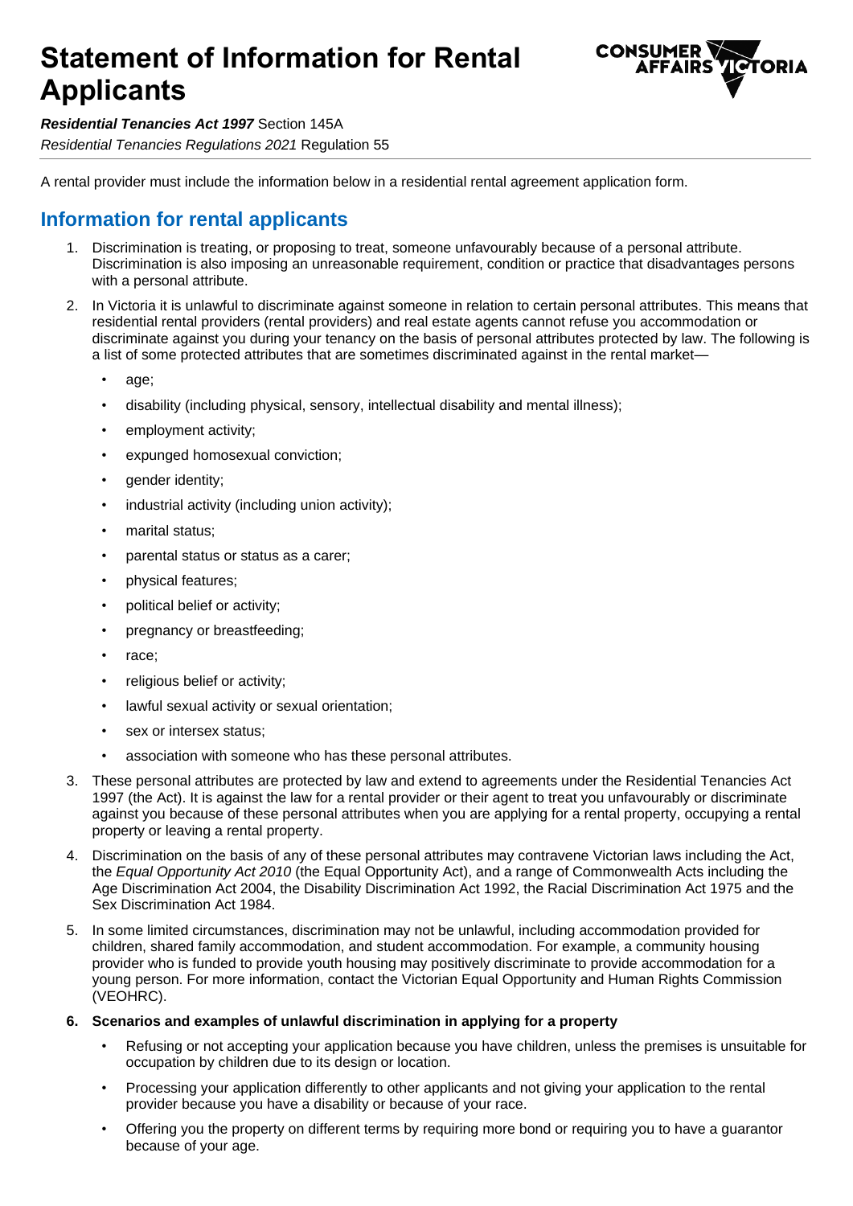# Statement of Information for Rental Applicants

***Residential Tenancies Act 1997*** Section 145A
*Residential Tenancies Regulations 2021* Regulation 55

A rental provider must include the information below in a residential rental agreement application form.

## Information for rental applicants

1. Discrimination is treating, or proposing to treat, someone unfavourably because of a personal attribute. Discrimination is also imposing an unreasonable requirement, condition or practice that disadvantages persons with a personal attribute.
2. In Victoria it is unlawful to discriminate against someone in relation to certain personal attributes. This means that residential rental providers (rental providers) and real estate agents cannot refuse you accommodation or discriminate against you during your tenancy on the basis of personal attributes protected by law. The following is a list of some protected attributes that are sometimes discriminated against in the rental market—
   - age;
   - disability (including physical, sensory, intellectual disability and mental illness);
   - employment activity;
   - expunged homosexual conviction;
   - gender identity;
   - industrial activity (including union activity);
   - marital status;
   - parental status or status as a carer;
   - physical features;
   - political belief or activity;
   - pregnancy or breastfeeding;
   - race;
   - religious belief or activity;
   - lawful sexual activity or sexual orientation;
   - sex or intersex status;
   - association with someone who has these personal attributes.
3. These personal attributes are protected by law and extend to agreements under the Residential Tenancies Act 1997 (the Act). It is against the law for a rental provider or their agent to treat you unfavourably or discriminate against you because of these personal attributes when you are applying for a rental property, occupying a rental property or leaving a rental property.
4. Discrimination on the basis of any of these personal attributes may contravene Victorian laws including the Act, the *Equal Opportunity Act 2010* (the Equal Opportunity Act), and a range of Commonwealth Acts including the Age Discrimination Act 2004, the Disability Discrimination Act 1992, the Racial Discrimination Act 1975 and the Sex Discrimination Act 1984.
5. In some limited circumstances, discrimination may not be unlawful, including accommodation provided for children, shared family accommodation, and student accommodation. For example, a community housing provider who is funded to provide youth housing may positively discriminate to provide accommodation for a young person. For more information, contact the Victorian Equal Opportunity and Human Rights Commission (VEOHRC).
6. **Scenarios and examples of unlawful discrimination in applying for a property**
   - Refusing or not accepting your application because you have children, unless the premises is unsuitable for occupation by children due to its design or location.
   - Processing your application differently to other applicants and not giving your application to the rental provider because you have a disability or because of your race.
   - Offering you the property on different terms by requiring more bond or requiring you to have a guarantor because of your age.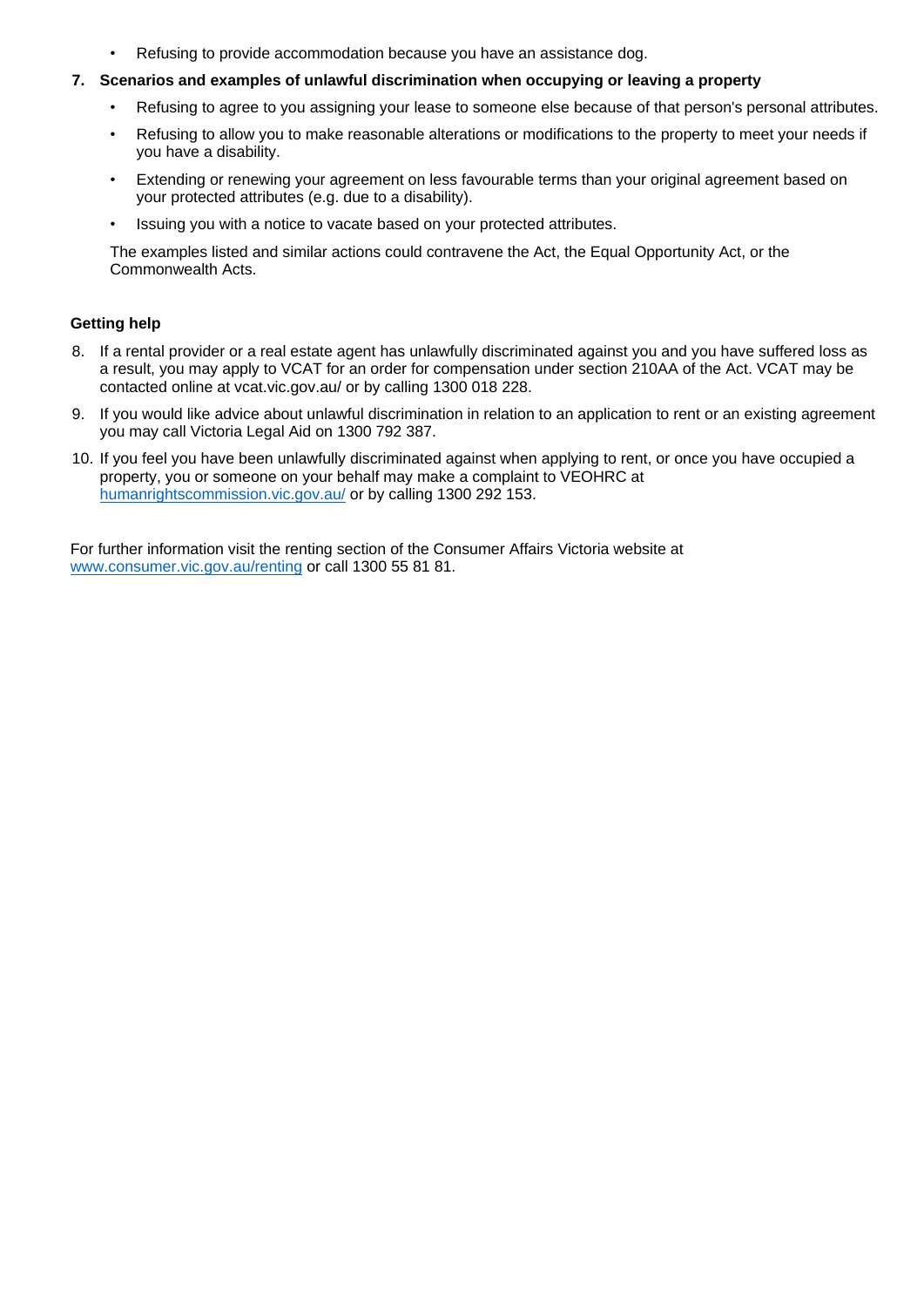- Refusing to provide accommodation because you have an assistance dog.

7. **Scenarios and examples of unlawful discrimination when occupying or leaving a property**

   - Refusing to agree to you assigning your lease to someone else because of that person's personal attributes.
   - Refusing to allow you to make reasonable alterations or modifications to the property to meet your needs if you have a disability.
   - Extending or renewing your agreement on less favourable terms than your original agreement based on your protected attributes (e.g. due to a disability).
   - Issuing you with a notice to vacate based on your protected attributes.

   The examples listed and similar actions could contravene the Act, the Equal Opportunity Act, or the Commonwealth Acts.

**Getting help**

8. If a rental provider or a real estate agent has unlawfully discriminated against you and you have suffered loss as a result, you may apply to VCAT for an order for compensation under section 210AA of the Act. VCAT may be contacted online at vcat.vic.gov.au/ or by calling 1300 018 228.
9. If you would like advice about unlawful discrimination in relation to an application to rent or an existing agreement you may call Victoria Legal Aid on 1300 792 387.
10. If you feel you have been unlawfully discriminated against when applying to rent, or once you have occupied a property, you or someone on your behalf may make a complaint to VEOHRC at [humanrightscommission.vic.gov.au/](humanrightscommission.vic.gov.au/) or by calling 1300 292 153.

For further information visit the renting section of the Consumer Affairs Victoria website at [www.consumer.vic.gov.au/renting](www.consumer.vic.gov.au/renting) or call 1300 55 81 81.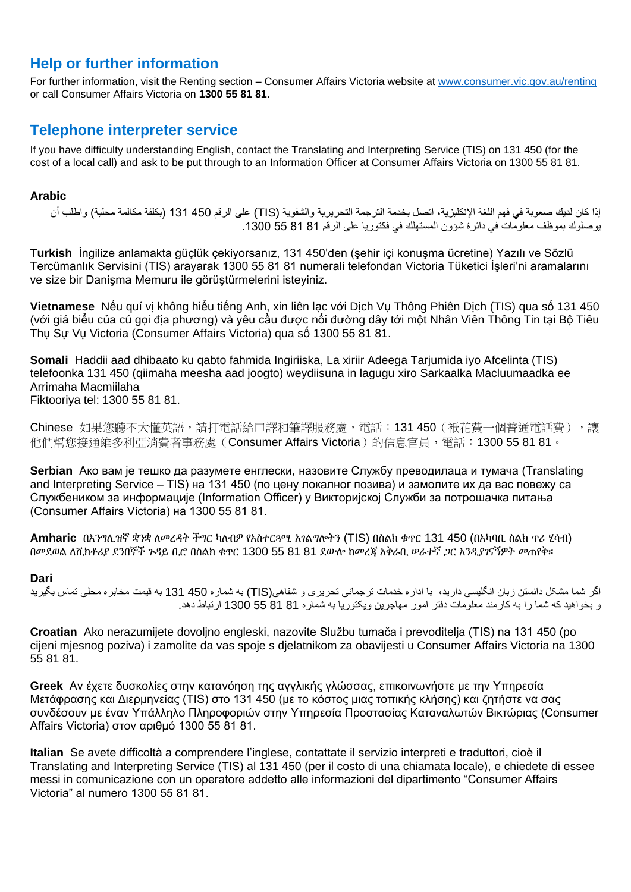## Help or further information

For further information, visit the Renting section – Consumer Affairs Victoria website at [www.consumer.vic.gov.au/renting](http://www.consumer.vic.gov.au/renting) or call Consumer Affairs Victoria on **1300 55 81 81**.

## Telephone interpreter service

If you have difficulty understanding English, contact the Translating and Interpreting Service (TIS) on 131 450 (for the cost of a local call) and ask to be put through to an Information Officer at Consumer Affairs Victoria on 1300 55 81 81.

**Arabic**

إذا كان لديك صعوبة في فهم اللغة الإنكليزية، اتصل بخدمة الترجمة التحريرية والشفوية (TIS) على الرقم 450 131 (بكلفة مكالمة محلية) واطلب أن يوصلوك بموظف معلومات في دائرة شؤون المستهلك في فكتوريا على الرقم 81 81 55 1300.

**Turkish** İngilize anlamakta güçlük çekiyorsanız, 131 450'den (şehir içi konuşma ücretine) Yazılı ve Sözlü Tercümanlık Servisini (TIS) arayarak 1300 55 81 81 numerali telefondan Victoria Tüketici İşleri'ni aramalarını ve size bir Danişma Memuru ile görüştürmelerini isteyiniz.

**Vietnamese** Nếu quí vị không hiểu tiếng Anh, xin liên lạc với Dịch Vụ Thông Phiên Dịch (TIS) qua số 131 450 (với giá biểu của cú gọi địa phương) và yêu cầu được nối đường dây tới một Nhân Viên Thông Tin tại Bộ Tiêu Thụ Sự Vụ Victoria (Consumer Affairs Victoria) qua số 1300 55 81 81.

**Somali** Haddii aad dhibaato ku qabto fahmida Ingiriiska, La xiriir Adeega Tarjumida iyo Afcelinta (TIS) telefoonka 131 450 (qiimaha meesha aad joogto) weydiisuna in lagugu xiro Sarkaalka Macluumaadka ee Arrimaha Macmiilaha
Fiktooriya tel: 1300 55 81 81.

Chinese 如果您聽不大懂英語，請打電話給口譯和筆譯服務處，電話：131 450（祇花費一個普通電話費），讓他們幫您接通維多利亞消費者事務處（Consumer Affairs Victoria）的信息官員，電話：1300 55 81 81。

**Serbian** Ако вам је тешко да разумете енглески, назовите Службу преводилаца и тумача (Translating and Interpreting Service – TIS) на 131 450 (по цену локалног позива) и замолите их да вас повежу са Службеником за информације (Information Officer) у Викторијској Служби за потрошачка питања (Consumer Affairs Victoria) на 1300 55 81 81.

**Amharic** በእንግሊዝኛ ቋንቋ ለመረዳት ችግር ካለብዎ የአስተርጓሚ አገልግሎትን (TIS) በስልክ ቁጥር 131 450 (በአካባቢ ስልክ ጥሪ ሂሳብ) በመደወል ለቪክቶሪያ ደንበኞች ጉዳይ ቢሮ በስልክ ቁጥር 1300 55 81 81 ደውሎ ከመረጃ አቅራቢ ሠራተኛ ጋር እንዲያገናኝዎት መጠየቅ።

**Dari**

اگر شما مشکل دانستن زبان انگلیسی دارید، با اداره خدمات ترجمانی تحریری و شفاهی(TIS) به شماره 450 131 به قیمت مخابره محلی تماس بگیرید و بخواهید که شما را به کارمند معلومات دفتر امور مهاجرین ویکتوریا به شماره 81 81 55 1300 ارتباط دهد.

**Croatian** Ako nerazumijete dovoljno engleski, nazovite Službu tumača i prevoditelja (TIS) na 131 450 (po cijeni mjesnog poziva) i zamolite da vas spoje s djelatnikom za obavijesti u Consumer Affairs Victoria na 1300 55 81 81.

**Greek** Αν έχετε δυσκολίες στην κατανόηση της αγγλικής γλώσσας, επικοινωνήστε με την Υπηρεσία Μετάφρασης και Διερμηνείας (TIS) στο 131 450 (με το κόστος μιας τοπικής κλήσης) και ζητήστε να σας συνδέσουν με έναν Υπάλληλο Πληροφοριών στην Υπηρεσία Προστασίας Καταναλωτών Βικτώριας (Consumer Affairs Victoria) στον αριθμό 1300 55 81 81.

**Italian** Se avete difficoltà a comprendere l'inglese, contattate il servizio interpreti e traduttori, cioè il Translating and Interpreting Service (TIS) al 131 450 (per il costo di una chiamata locale), e chiedete di essee messi in comunicazione con un operatore addetto alle informazioni del dipartimento "Consumer Affairs Victoria" al numero 1300 55 81 81.